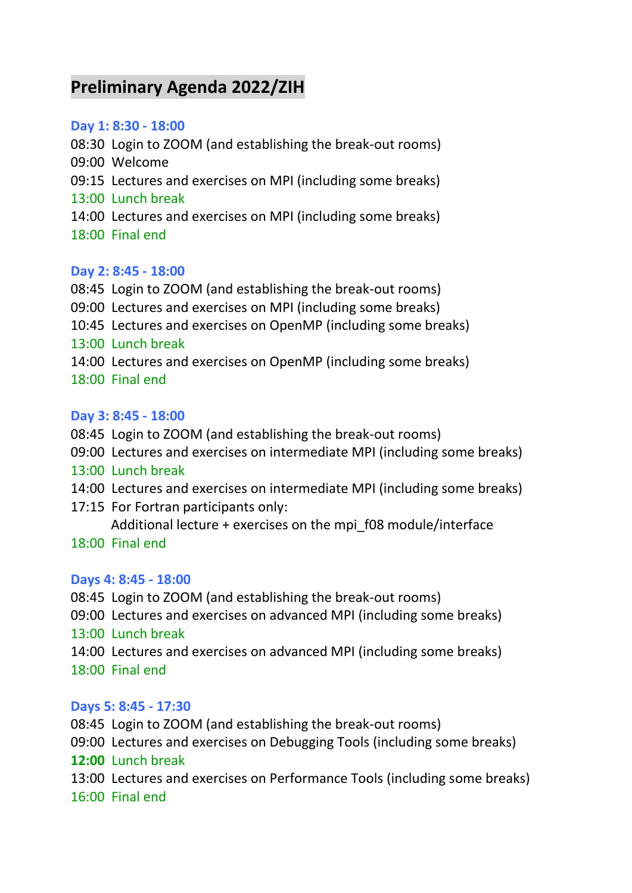# Preliminary Agenda 2022/ZIH

## Day 1: 8:30 - 18:00

08:30 Login to ZOOM (and establishing the break-out rooms)
09:00 Welcome
09:15 Lectures and exercises on MPI (including some breaks)
13:00 Lunch break
14:00 Lectures and exercises on MPI (including some breaks)
18:00 Final end

## Day 2: 8:45 - 18:00

08:45 Login to ZOOM (and establishing the break-out rooms)
09:00 Lectures and exercises on MPI (including some breaks)
10:45 Lectures and exercises on OpenMP (including some breaks)
13:00 Lunch break
14:00 Lectures and exercises on OpenMP (including some breaks)
18:00 Final end

## Day 3: 8:45 - 18:00

08:45 Login to ZOOM (and establishing the break-out rooms)
09:00 Lectures and exercises on intermediate MPI (including some breaks)
13:00 Lunch break
14:00 Lectures and exercises on intermediate MPI (including some breaks)
17:15 For Fortran participants only:
Additional lecture + exercises on the mpi_f08 module/interface
18:00 Final end

## Days 4: 8:45 - 18:00

08:45 Login to ZOOM (and establishing the break-out rooms)
09:00 Lectures and exercises on advanced MPI (including some breaks)
13:00 Lunch break
14:00 Lectures and exercises on advanced MPI (including some breaks)
18:00 Final end

## Days 5: 8:45 - 17:30

08:45 Login to ZOOM (and establishing the break-out rooms)
09:00 Lectures and exercises on Debugging Tools (including some breaks)
**12:00** Lunch break
13:00 Lectures and exercises on Performance Tools (including some breaks)
16:00 Final end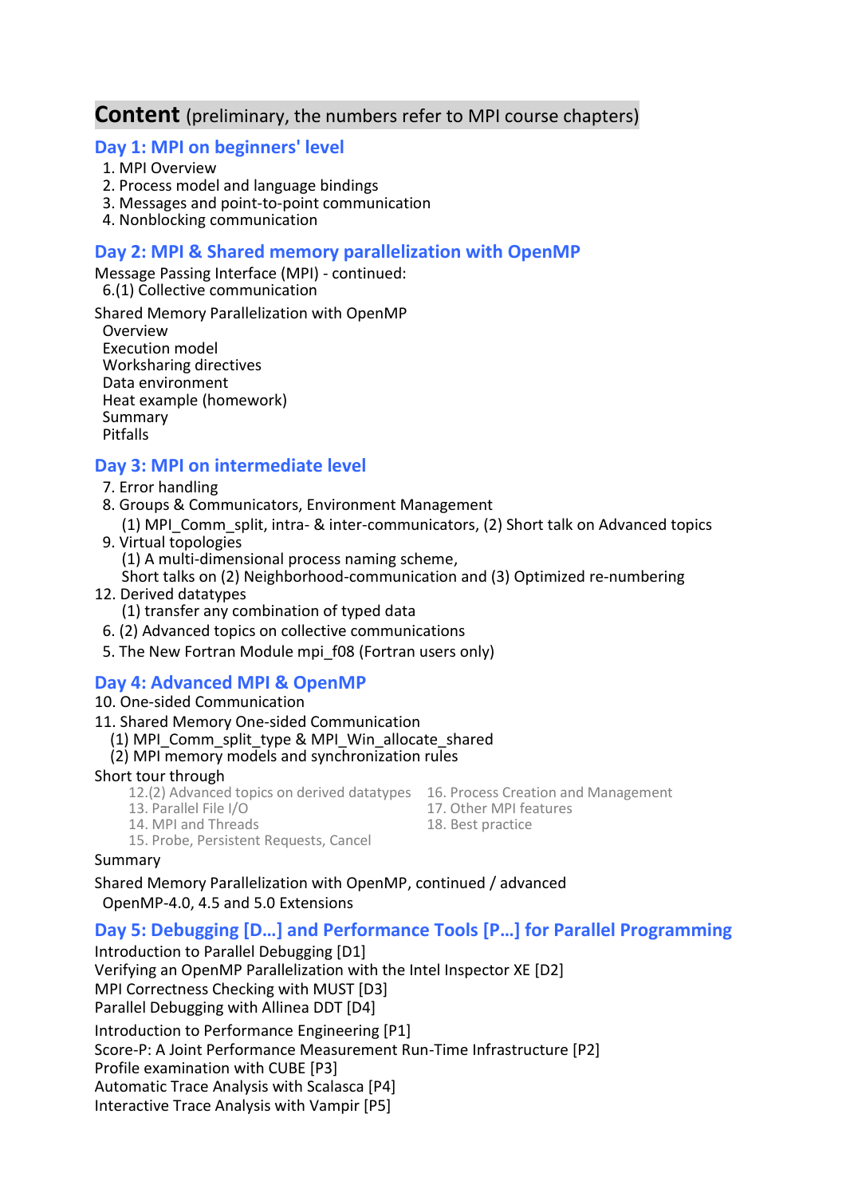# Content (preliminary, the numbers refer to MPI course chapters)

## Day 1: MPI on beginners' level

1. MPI Overview
2. Process model and language bindings
3. Messages and point-to-point communication
4. Nonblocking communication

## Day 2: MPI & Shared memory parallelization with OpenMP

Message Passing Interface (MPI) - continued:

6.(1) Collective communication

Shared Memory Parallelization with OpenMP

- Overview
- Execution model
- Worksharing directives
- Data environment
- Heat example (homework)
- Summary
- Pitfalls

## Day 3: MPI on intermediate level

7. Error handling
8. Groups & Communicators, Environment Management
   (1) MPI_Comm_split, intra- & inter-communicators, (2) Short talk on Advanced topics
9. Virtual topologies
   (1) A multi-dimensional process naming scheme,
   Short talks on (2) Neighborhood-communication and (3) Optimized re-numbering
12. Derived datatypes
   (1) transfer any combination of typed data
6. (2) Advanced topics on collective communications
5. The New Fortran Module mpi_f08 (Fortran users only)

## Day 4: Advanced MPI & OpenMP

10. One-sided Communication

11. Shared Memory One-sided Communication
   (1) MPI_Comm_split_type & MPI_Win_allocate_shared
   (2) MPI memory models and synchronization rules

Short tour through

- 12.(2) Advanced topics on derived datatypes
- 13. Parallel File I/O
- 14. MPI and Threads
- 15. Probe, Persistent Requests, Cancel
- 16. Process Creation and Management
- 17. Other MPI features
- 18. Best practice

Summary

Shared Memory Parallelization with OpenMP, continued / advanced

OpenMP-4.0, 4.5 and 5.0 Extensions

## Day 5: Debugging [D…] and Performance Tools [P…] for Parallel Programming

Introduction to Parallel Debugging [D1]
Verifying an OpenMP Parallelization with the Intel Inspector XE [D2]
MPI Correctness Checking with MUST [D3]
Parallel Debugging with Allinea DDT [D4]

Introduction to Performance Engineering [P1]
Score-P: A Joint Performance Measurement Run-Time Infrastructure [P2]
Profile examination with CUBE [P3]
Automatic Trace Analysis with Scalasca [P4]
Interactive Trace Analysis with Vampir [P5]